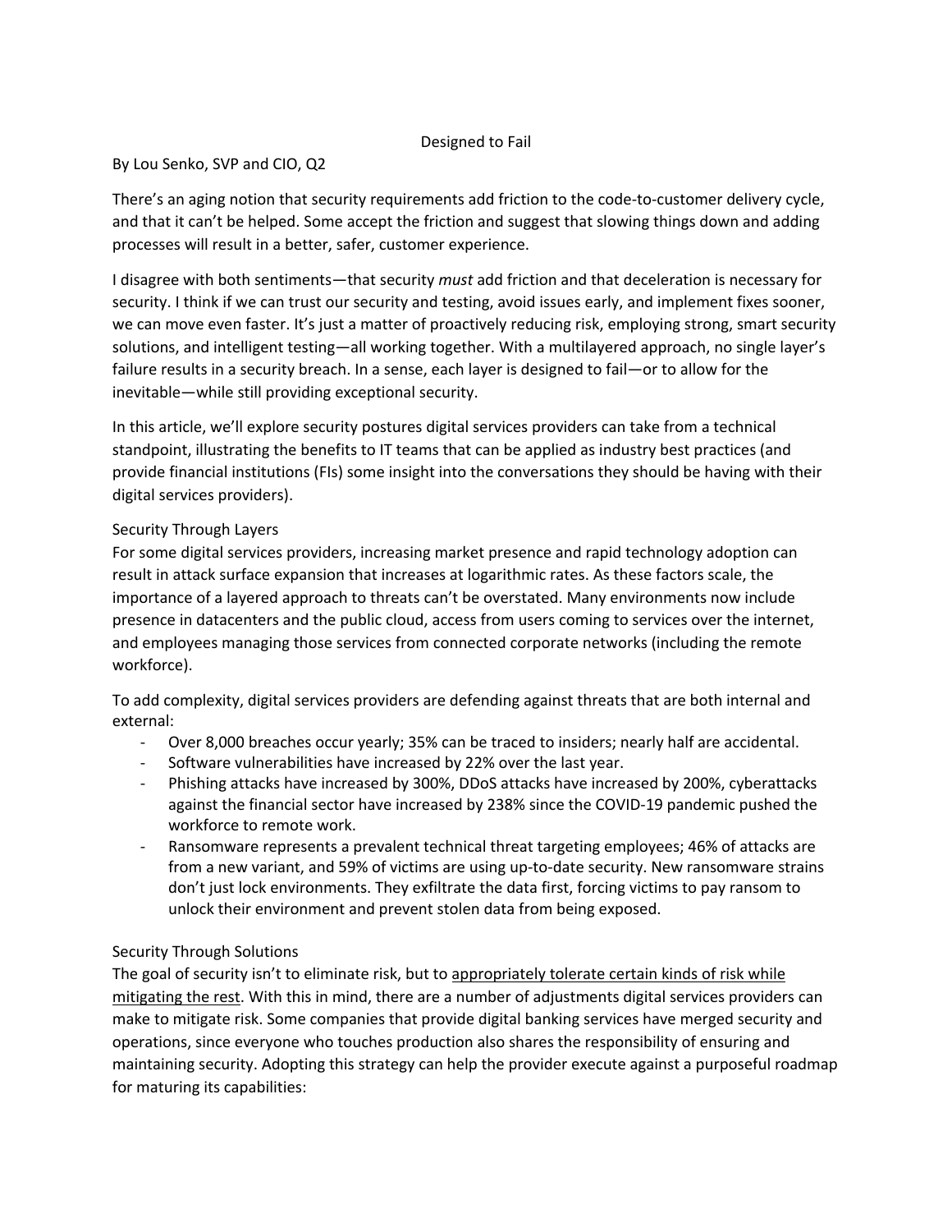# Designed to Fail

By Lou Senko, SVP and CIO, Q2

There's an aging notion that security requirements add friction to the code-to-customer delivery cycle, and that it can't be helped. Some accept the friction and suggest that slowing things down and adding processes will result in a better, safer, customer experience.

I disagree with both sentiments—that security *must* add friction and that deceleration is necessary for security. I think if we can trust our security and testing, avoid issues early, and implement fixes sooner, we can move even faster. It's just a matter of proactively reducing risk, employing strong, smart security solutions, and intelligent testing—all working together. With a multilayered approach, no single layer's failure results in a security breach. In a sense, each layer is designed to fail—or to allow for the inevitable—while still providing exceptional security.

In this article, we'll explore security postures digital services providers can take from a technical standpoint, illustrating the benefits to IT teams that can be applied as industry best practices (and provide financial institutions (FIs) some insight into the conversations they should be having with their digital services providers).

## Security Through Layers

For some digital services providers, increasing market presence and rapid technology adoption can result in attack surface expansion that increases at logarithmic rates. As these factors scale, the importance of a layered approach to threats can't be overstated. Many environments now include presence in datacenters and the public cloud, access from users coming to services over the internet, and employees managing those services from connected corporate networks (including the remote workforce).

To add complexity, digital services providers are defending against threats that are both internal and external:

- Over 8,000 breaches occur yearly; 35% can be traced to insiders; nearly half are accidental.
- Software vulnerabilities have increased by 22% over the last year.
- Phishing attacks have increased by 300%, DDoS attacks have increased by 200%, cyberattacks against the financial sector have increased by 238% since the COVID-19 pandemic pushed the workforce to remote work.
- Ransomware represents a prevalent technical threat targeting employees; 46% of attacks are from a new variant, and 59% of victims are using up-to-date security. New ransomware strains don't just lock environments. They exfiltrate the data first, forcing victims to pay ransom to unlock their environment and prevent stolen data from being exposed.

## Security Through Solutions

The goal of security isn't to eliminate risk, but to <u>appropriately tolerate certain kinds of risk while mitigating the rest</u>. With this in mind, there are a number of adjustments digital services providers can make to mitigate risk. Some companies that provide digital banking services have merged security and operations, since everyone who touches production also shares the responsibility of ensuring and maintaining security. Adopting this strategy can help the provider execute against a purposeful roadmap for maturing its capabilities: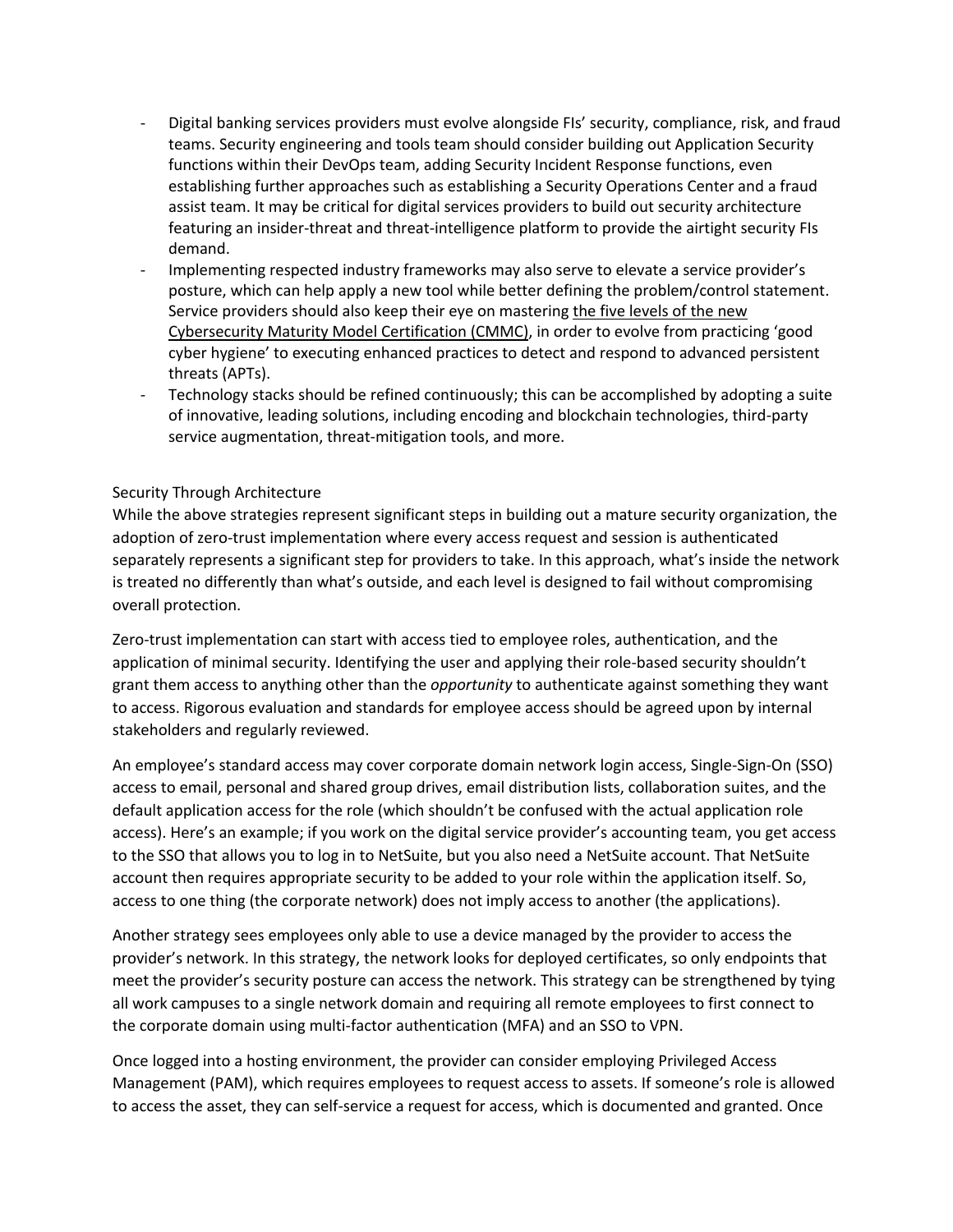- Digital banking services providers must evolve alongside FIs' security, compliance, risk, and fraud teams. Security engineering and tools team should consider building out Application Security functions within their DevOps team, adding Security Incident Response functions, even establishing further approaches such as establishing a Security Operations Center and a fraud assist team. It may be critical for digital services providers to build out security architecture featuring an insider-threat and threat-intelligence platform to provide the airtight security FIs demand.
- Implementing respected industry frameworks may also serve to elevate a service provider's posture, which can help apply a new tool while better defining the problem/control statement. Service providers should also keep their eye on mastering the five levels of the new Cybersecurity Maturity Model Certification (CMMC), in order to evolve from practicing 'good cyber hygiene' to executing enhanced practices to detect and respond to advanced persistent threats (APTs).
- Technology stacks should be refined continuously; this can be accomplished by adopting a suite of innovative, leading solutions, including encoding and blockchain technologies, third-party service augmentation, threat-mitigation tools, and more.

## Security Through Architecture

While the above strategies represent significant steps in building out a mature security organization, the adoption of zero-trust implementation where every access request and session is authenticated separately represents a significant step for providers to take. In this approach, what's inside the network is treated no differently than what's outside, and each level is designed to fail without compromising overall protection.

Zero-trust implementation can start with access tied to employee roles, authentication, and the application of minimal security. Identifying the user and applying their role-based security shouldn't grant them access to anything other than the *opportunity* to authenticate against something they want to access. Rigorous evaluation and standards for employee access should be agreed upon by internal stakeholders and regularly reviewed.

An employee's standard access may cover corporate domain network login access, Single-Sign-On (SSO) access to email, personal and shared group drives, email distribution lists, collaboration suites, and the default application access for the role (which shouldn't be confused with the actual application role access). Here's an example; if you work on the digital service provider's accounting team, you get access to the SSO that allows you to log in to NetSuite, but you also need a NetSuite account. That NetSuite account then requires appropriate security to be added to your role within the application itself. So, access to one thing (the corporate network) does not imply access to another (the applications).

Another strategy sees employees only able to use a device managed by the provider to access the provider's network. In this strategy, the network looks for deployed certificates, so only endpoints that meet the provider's security posture can access the network. This strategy can be strengthened by tying all work campuses to a single network domain and requiring all remote employees to first connect to the corporate domain using multi-factor authentication (MFA) and an SSO to VPN.

Once logged into a hosting environment, the provider can consider employing Privileged Access Management (PAM), which requires employees to request access to assets. If someone's role is allowed to access the asset, they can self-service a request for access, which is documented and granted. Once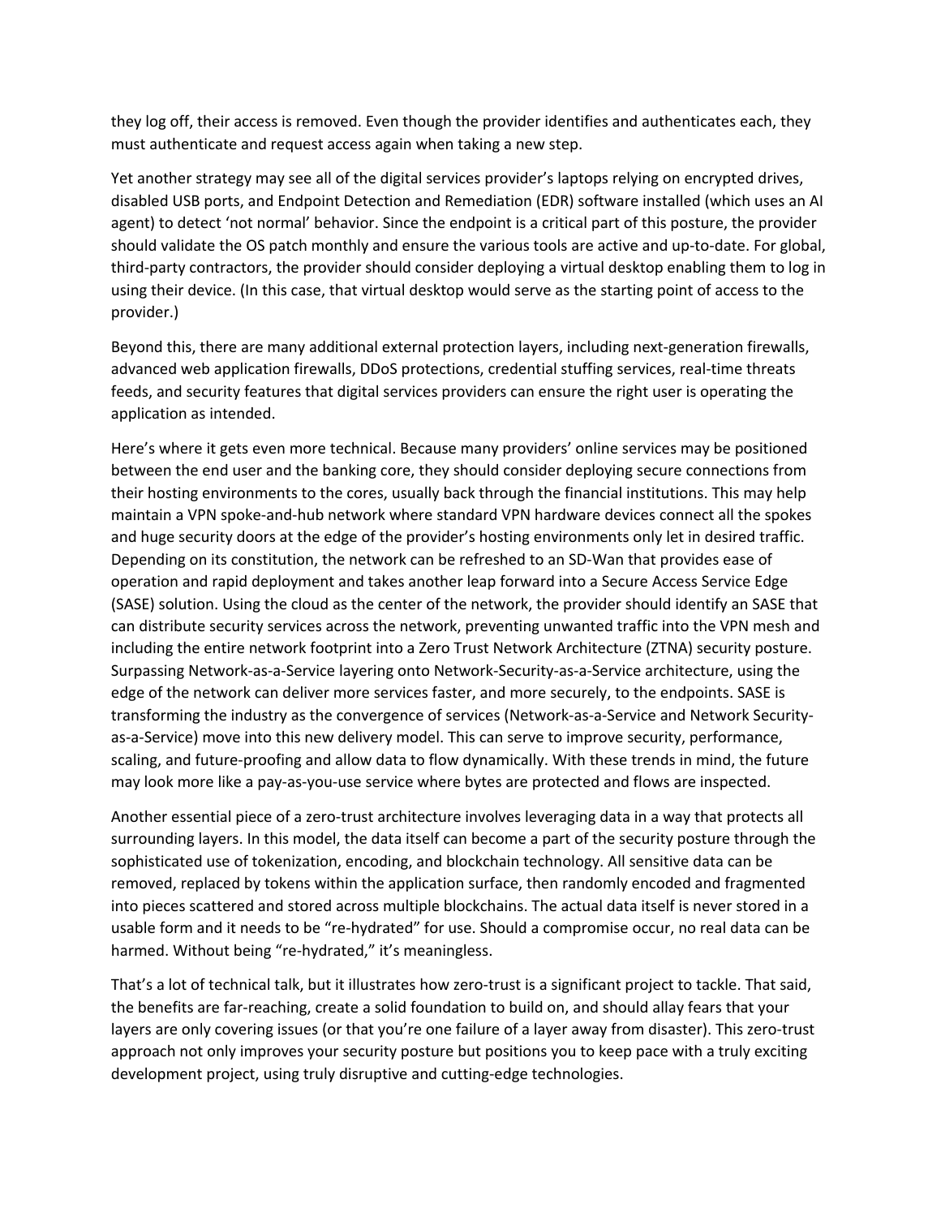they log off, their access is removed. Even though the provider identifies and authenticates each, they must authenticate and request access again when taking a new step.

Yet another strategy may see all of the digital services provider's laptops relying on encrypted drives, disabled USB ports, and Endpoint Detection and Remediation (EDR) software installed (which uses an AI agent) to detect 'not normal' behavior. Since the endpoint is a critical part of this posture, the provider should validate the OS patch monthly and ensure the various tools are active and up-to-date. For global, third-party contractors, the provider should consider deploying a virtual desktop enabling them to log in using their device. (In this case, that virtual desktop would serve as the starting point of access to the provider.)

Beyond this, there are many additional external protection layers, including next-generation firewalls, advanced web application firewalls, DDoS protections, credential stuffing services, real-time threats feeds, and security features that digital services providers can ensure the right user is operating the application as intended.

Here's where it gets even more technical. Because many providers' online services may be positioned between the end user and the banking core, they should consider deploying secure connections from their hosting environments to the cores, usually back through the financial institutions. This may help maintain a VPN spoke-and-hub network where standard VPN hardware devices connect all the spokes and huge security doors at the edge of the provider's hosting environments only let in desired traffic. Depending on its constitution, the network can be refreshed to an SD-Wan that provides ease of operation and rapid deployment and takes another leap forward into a Secure Access Service Edge (SASE) solution. Using the cloud as the center of the network, the provider should identify an SASE that can distribute security services across the network, preventing unwanted traffic into the VPN mesh and including the entire network footprint into a Zero Trust Network Architecture (ZTNA) security posture. Surpassing Network-as-a-Service layering onto Network-Security-as-a-Service architecture, using the edge of the network can deliver more services faster, and more securely, to the endpoints. SASE is transforming the industry as the convergence of services (Network-as-a-Service and Network Security-as-a-Service) move into this new delivery model. This can serve to improve security, performance, scaling, and future-proofing and allow data to flow dynamically. With these trends in mind, the future may look more like a pay-as-you-use service where bytes are protected and flows are inspected.

Another essential piece of a zero-trust architecture involves leveraging data in a way that protects all surrounding layers. In this model, the data itself can become a part of the security posture through the sophisticated use of tokenization, encoding, and blockchain technology. All sensitive data can be removed, replaced by tokens within the application surface, then randomly encoded and fragmented into pieces scattered and stored across multiple blockchains. The actual data itself is never stored in a usable form and it needs to be "re-hydrated" for use. Should a compromise occur, no real data can be harmed. Without being "re-hydrated," it's meaningless.

That's a lot of technical talk, but it illustrates how zero-trust is a significant project to tackle. That said, the benefits are far-reaching, create a solid foundation to build on, and should allay fears that your layers are only covering issues (or that you're one failure of a layer away from disaster). This zero-trust approach not only improves your security posture but positions you to keep pace with a truly exciting development project, using truly disruptive and cutting-edge technologies.